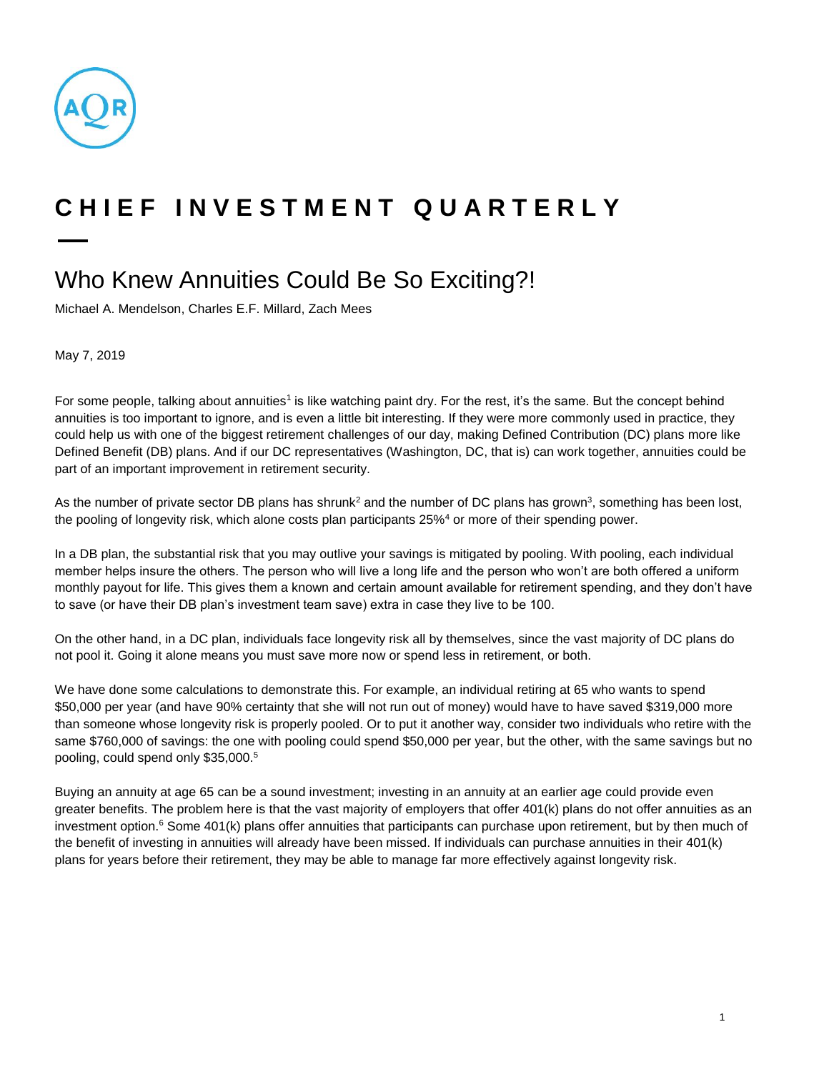# CHIEF INVESTMENT QUARTERLY

## Who Knew Annuities Could Be So Exciting?!

Michael A. Mendelson, Charles E.F. Millard, Zach Mees

May 7, 2019

For some people, talking about annuities[1] is like watching paint dry. For the rest, it's the same. But the concept behind annuities is too important to ignore, and is even a little bit interesting. If they were more commonly used in practice, they could help us with one of the biggest retirement challenges of our day, making Defined Contribution (DC) plans more like Defined Benefit (DB) plans. And if our DC representatives (Washington, DC, that is) can work together, annuities could be part of an important improvement in retirement security.

As the number of private sector DB plans has shrunk[2] and the number of DC plans has grown[3], something has been lost, the pooling of longevity risk, which alone costs plan participants 25%[4] or more of their spending power.

In a DB plan, the substantial risk that you may outlive your savings is mitigated by pooling. With pooling, each individual member helps insure the others. The person who will live a long life and the person who won't are both offered a uniform monthly payout for life. This gives them a known and certain amount available for retirement spending, and they don't have to save (or have their DB plan's investment team save) extra in case they live to be 100.

On the other hand, in a DC plan, individuals face longevity risk all by themselves, since the vast majority of DC plans do not pool it. Going it alone means you must save more now or spend less in retirement, or both.

We have done some calculations to demonstrate this. For example, an individual retiring at 65 who wants to spend $50,000 per year (and have 90% certainty that she will not run out of money) would have to have saved $319,000 more than someone whose longevity risk is properly pooled. Or to put it another way, consider two individuals who retire with the same $760,000 of savings: the one with pooling could spend $50,000 per year, but the other, with the same savings but no pooling, could spend only $35,000.[5]

Buying an annuity at age 65 can be a sound investment; investing in an annuity at an earlier age could provide even greater benefits. The problem here is that the vast majority of employers that offer 401(k) plans do not offer annuities as an investment option.[6] Some 401(k) plans offer annuities that participants can purchase upon retirement, but by then much of the benefit of investing in annuities will already have been missed. If individuals can purchase annuities in their 401(k) plans for years before their retirement, they may be able to manage far more effectively against longevity risk.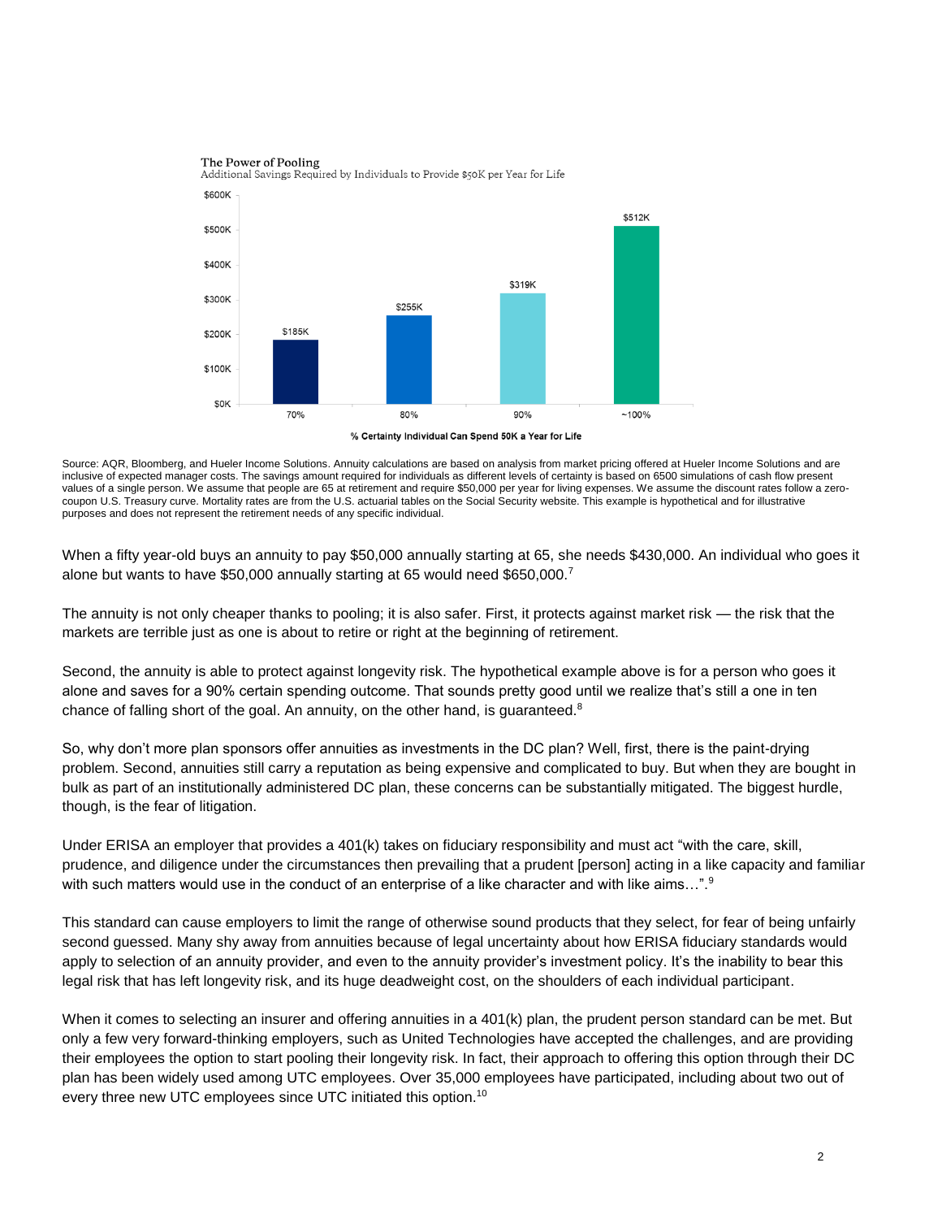**The Power of Pooling**

Additional Savings Required by Individuals to Provide $50K per Year for Life

| % Certainty Individual Can Spend 50K a Year for Life | Additional Savings Required |
| --- | --- |
| 70% | $185K |
| 80% | $255K |
| 90% | $319K |
| ~100% | $512K |

Source: AQR, Bloomberg, and Hueler Income Solutions. Annuity calculations are based on analysis from market pricing offered at Hueler Income Solutions and are inclusive of expected manager costs. The savings amount required for individuals as different levels of certainty is based on 6500 simulations of cash flow present values of a single person. We assume that people are 65 at retirement and require $50,000 per year for living expenses. We assume the discount rates follow a zero-coupon U.S. Treasury curve. Mortality rates are from the U.S. actuarial tables on the Social Security website. This example is hypothetical and for illustrative purposes and does not represent the retirement needs of any specific individual.

When a fifty year-old buys an annuity to pay $50,000 annually starting at 65, she needs $430,000. An individual who goes it alone but wants to have $50,000 annually starting at 65 would need $650,000.[7]

The annuity is not only cheaper thanks to pooling; it is also safer. First, it protects against market risk — the risk that the markets are terrible just as one is about to retire or right at the beginning of retirement.

Second, the annuity is able to protect against longevity risk. The hypothetical example above is for a person who goes it alone and saves for a 90% certain spending outcome. That sounds pretty good until we realize that's still a one in ten chance of falling short of the goal. An annuity, on the other hand, is guaranteed.[8]

So, why don't more plan sponsors offer annuities as investments in the DC plan? Well, first, there is the paint-drying problem. Second, annuities still carry a reputation as being expensive and complicated to buy. But when they are bought in bulk as part of an institutionally administered DC plan, these concerns can be substantially mitigated. The biggest hurdle, though, is the fear of litigation.

Under ERISA an employer that provides a 401(k) takes on fiduciary responsibility and must act "with the care, skill, prudence, and diligence under the circumstances then prevailing that a prudent [person] acting in a like capacity and familiar with such matters would use in the conduct of an enterprise of a like character and with like aims…".[9]

This standard can cause employers to limit the range of otherwise sound products that they select, for fear of being unfairly second guessed. Many shy away from annuities because of legal uncertainty about how ERISA fiduciary standards would apply to selection of an annuity provider, and even to the annuity provider's investment policy. It's the inability to bear this legal risk that has left longevity risk, and its huge deadweight cost, on the shoulders of each individual participant.

When it comes to selecting an insurer and offering annuities in a 401(k) plan, the prudent person standard can be met. But only a few very forward-thinking employers, such as United Technologies have accepted the challenges, and are providing their employees the option to start pooling their longevity risk. In fact, their approach to offering this option through their DC plan has been widely used among UTC employees. Over 35,000 employees have participated, including about two out of every three new UTC employees since UTC initiated this option.[10]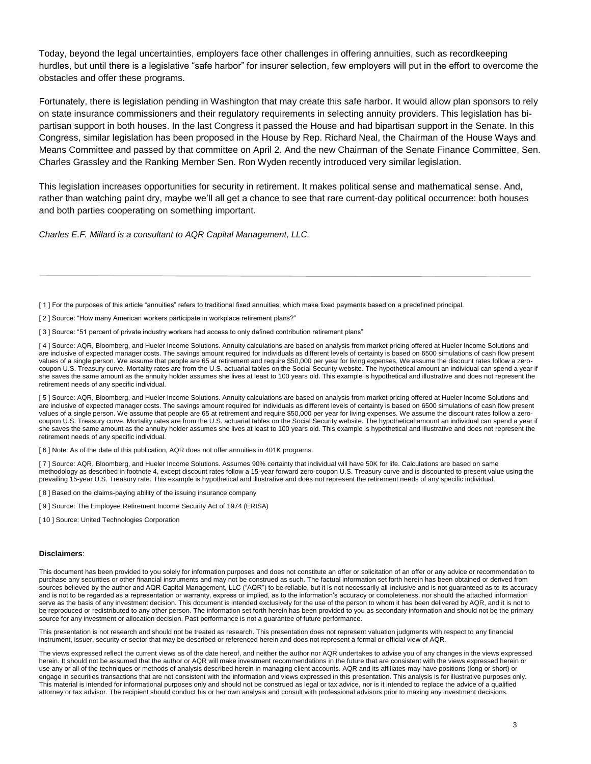Today, beyond the legal uncertainties, employers face other challenges in offering annuities, such as recordkeeping hurdles, but until there is a legislative "safe harbor" for insurer selection, few employers will put in the effort to overcome the obstacles and offer these programs.

Fortunately, there is legislation pending in Washington that may create this safe harbor. It would allow plan sponsors to rely on state insurance commissioners and their regulatory requirements in selecting annuity providers. This legislation has bi-partisan support in both houses. In the last Congress it passed the House and had bipartisan support in the Senate. In this Congress, similar legislation has been proposed in the House by Rep. Richard Neal, the Chairman of the House Ways and Means Committee and passed by that committee on April 2. And the new Chairman of the Senate Finance Committee, Sen. Charles Grassley and the Ranking Member Sen. Ron Wyden recently introduced very similar legislation.

This legislation increases opportunities for security in retirement. It makes political sense and mathematical sense. And, rather than watching paint dry, maybe we'll all get a chance to see that rare current-day political occurrence: both houses and both parties cooperating on something important.

*Charles E.F. Millard is a consultant to AQR Capital Management, LLC.*

---

[ 1 ] For the purposes of this article "annuities" refers to traditional fixed annuities, which make fixed payments based on a predefined principal.

[ 2 ] Source: "How many American workers participate in workplace retirement plans?"

[ 3 ] Source: "51 percent of private industry workers had access to only defined contribution retirement plans"

[ 4 ] Source: AQR, Bloomberg, and Hueler Income Solutions. Annuity calculations are based on analysis from market pricing offered at Hueler Income Solutions and are inclusive of expected manager costs. The savings amount required for individuals as different levels of certainty is based on 6500 simulations of cash flow present values of a single person. We assume that people are 65 at retirement and require $50,000 per year for living expenses. We assume the discount rates follow a zero-coupon U.S. Treasury curve. Mortality rates are from the U.S. actuarial tables on the Social Security website. The hypothetical amount an individual can spend a year if she saves the same amount as the annuity holder assumes she lives at least to 100 years old. This example is hypothetical and illustrative and does not represent the retirement needs of any specific individual.

[ 5 ] Source: AQR, Bloomberg, and Hueler Income Solutions. Annuity calculations are based on analysis from market pricing offered at Hueler Income Solutions and are inclusive of expected manager costs. The savings amount required for individuals as different levels of certainty is based on 6500 simulations of cash flow present values of a single person. We assume that people are 65 at retirement and require $50,000 per year for living expenses. We assume the discount rates follow a zero-coupon U.S. Treasury curve. Mortality rates are from the U.S. actuarial tables on the Social Security website. The hypothetical amount an individual can spend a year if she saves the same amount as the annuity holder assumes she lives at least to 100 years old. This example is hypothetical and illustrative and does not represent the retirement needs of any specific individual.

[ 6 ] Note: As of the date of this publication, AQR does not offer annuities in 401K programs.

[ 7 ] Source: AQR, Bloomberg, and Hueler Income Solutions. Assumes 90% certainty that individual will have 50K for life. Calculations are based on same methodology as described in footnote 4, except discount rates follow a 15-year forward zero-coupon U.S. Treasury curve and is discounted to present value using the prevailing 15-year U.S. Treasury rate. This example is hypothetical and illustrative and does not represent the retirement needs of any specific individual.

[ 8 ] Based on the claims-paying ability of the issuing insurance company

[ 9 ] Source: The Employee Retirement Income Security Act of 1974 (ERISA)

[ 10 ] Source: United Technologies Corporation

**Disclaimers**:

This document has been provided to you solely for information purposes and does not constitute an offer or solicitation of an offer or any advice or recommendation to purchase any securities or other financial instruments and may not be construed as such. The factual information set forth herein has been obtained or derived from sources believed by the author and AQR Capital Management, LLC ("AQR") to be reliable, but it is not necessarily all-inclusive and is not guaranteed as to its accuracy and is not to be regarded as a representation or warranty, express or implied, as to the information's accuracy or completeness, nor should the attached information serve as the basis of any investment decision. This document is intended exclusively for the use of the person to whom it has been delivered by AQR, and it is not to be reproduced or redistributed to any other person. The information set forth herein has been provided to you as secondary information and should not be the primary source for any investment or allocation decision. Past performance is not a guarantee of future performance.

This presentation is not research and should not be treated as research. This presentation does not represent valuation judgments with respect to any financial instrument, issuer, security or sector that may be described or referenced herein and does not represent a formal or official view of AQR.

The views expressed reflect the current views as of the date hereof, and neither the author nor AQR undertakes to advise you of any changes in the views expressed herein. It should not be assumed that the author or AQR will make investment recommendations in the future that are consistent with the views expressed herein or use any or all of the techniques or methods of analysis described herein in managing client accounts. AQR and its affiliates may have positions (long or short) or engage in securities transactions that are not consistent with the information and views expressed in this presentation. This analysis is for illustrative purposes only. This material is intended for informational purposes only and should not be construed as legal or tax advice, nor is it intended to replace the advice of a qualified attorney or tax advisor. The recipient should conduct his or her own analysis and consult with professional advisors prior to making any investment decisions.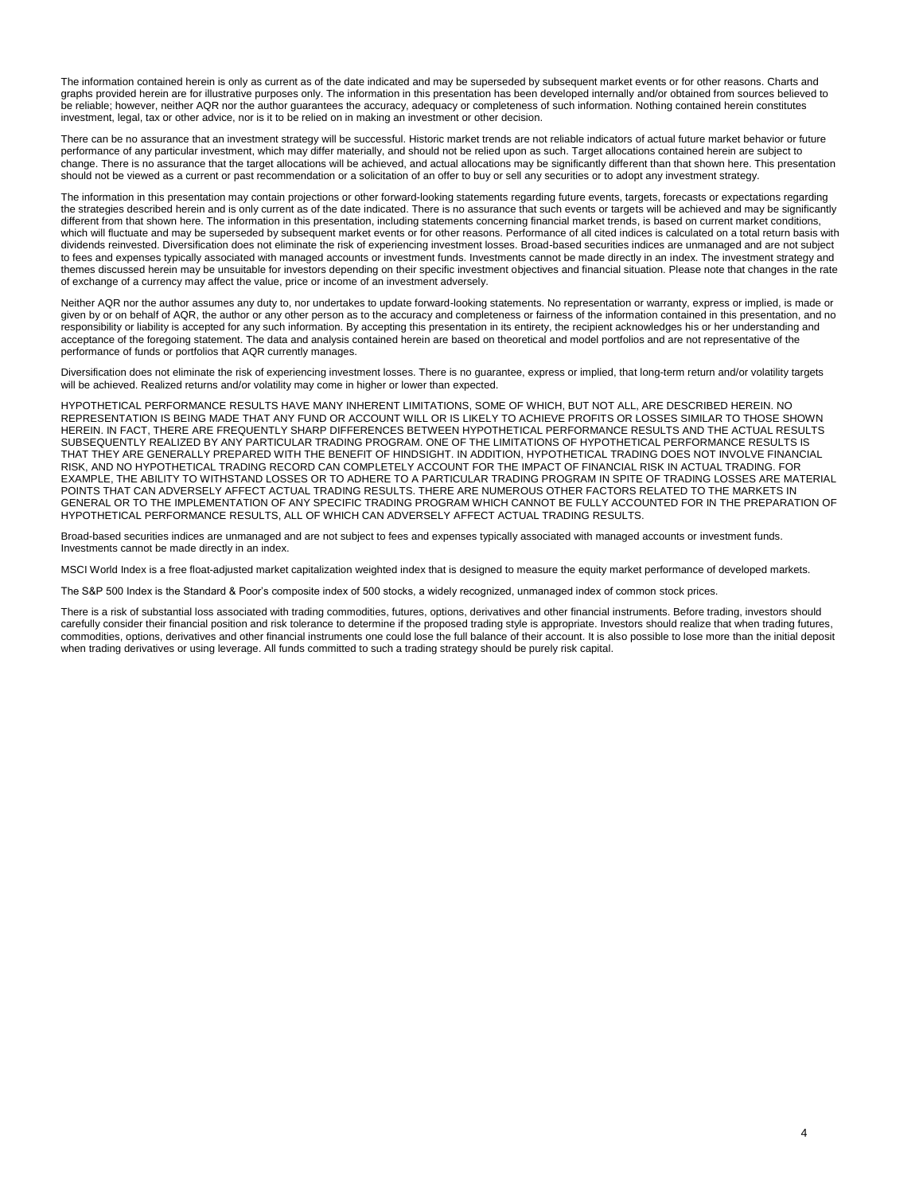The information contained herein is only as current as of the date indicated and may be superseded by subsequent market events or for other reasons. Charts and graphs provided herein are for illustrative purposes only. The information in this presentation has been developed internally and/or obtained from sources believed to be reliable; however, neither AQR nor the author guarantees the accuracy, adequacy or completeness of such information. Nothing contained herein constitutes investment, legal, tax or other advice, nor is it to be relied on in making an investment or other decision.

There can be no assurance that an investment strategy will be successful. Historic market trends are not reliable indicators of actual future market behavior or future performance of any particular investment, which may differ materially, and should not be relied upon as such. Target allocations contained herein are subject to change. There is no assurance that the target allocations will be achieved, and actual allocations may be significantly different than that shown here. This presentation should not be viewed as a current or past recommendation or a solicitation of an offer to buy or sell any securities or to adopt any investment strategy.

The information in this presentation may contain projections or other forward-looking statements regarding future events, targets, forecasts or expectations regarding the strategies described herein and is only current as of the date indicated. There is no assurance that such events or targets will be achieved and may be significantly different from that shown here. The information in this presentation, including statements concerning financial market trends, is based on current market conditions, which will fluctuate and may be superseded by subsequent market events or for other reasons. Performance of all cited indices is calculated on a total return basis with dividends reinvested. Diversification does not eliminate the risk of experiencing investment losses. Broad-based securities indices are unmanaged and are not subject to fees and expenses typically associated with managed accounts or investment funds. Investments cannot be made directly in an index. The investment strategy and themes discussed herein may be unsuitable for investors depending on their specific investment objectives and financial situation. Please note that changes in the rate of exchange of a currency may affect the value, price or income of an investment adversely.

Neither AQR nor the author assumes any duty to, nor undertakes to update forward-looking statements. No representation or warranty, express or implied, is made or given by or on behalf of AQR, the author or any other person as to the accuracy and completeness or fairness of the information contained in this presentation, and no responsibility or liability is accepted for any such information. By accepting this presentation in its entirety, the recipient acknowledges his or her understanding and acceptance of the foregoing statement. The data and analysis contained herein are based on theoretical and model portfolios and are not representative of the performance of funds or portfolios that AQR currently manages.

Diversification does not eliminate the risk of experiencing investment losses. There is no guarantee, express or implied, that long-term return and/or volatility targets will be achieved. Realized returns and/or volatility may come in higher or lower than expected.

HYPOTHETICAL PERFORMANCE RESULTS HAVE MANY INHERENT LIMITATIONS, SOME OF WHICH, BUT NOT ALL, ARE DESCRIBED HEREIN. NO REPRESENTATION IS BEING MADE THAT ANY FUND OR ACCOUNT WILL OR IS LIKELY TO ACHIEVE PROFITS OR LOSSES SIMILAR TO THOSE SHOWN HEREIN. IN FACT, THERE ARE FREQUENTLY SHARP DIFFERENCES BETWEEN HYPOTHETICAL PERFORMANCE RESULTS AND THE ACTUAL RESULTS SUBSEQUENTLY REALIZED BY ANY PARTICULAR TRADING PROGRAM. ONE OF THE LIMITATIONS OF HYPOTHETICAL PERFORMANCE RESULTS IS THAT THEY ARE GENERALLY PREPARED WITH THE BENEFIT OF HINDSIGHT. IN ADDITION, HYPOTHETICAL TRADING DOES NOT INVOLVE FINANCIAL RISK, AND NO HYPOTHETICAL TRADING RECORD CAN COMPLETELY ACCOUNT FOR THE IMPACT OF FINANCIAL RISK IN ACTUAL TRADING. FOR EXAMPLE, THE ABILITY TO WITHSTAND LOSSES OR TO ADHERE TO A PARTICULAR TRADING PROGRAM IN SPITE OF TRADING LOSSES ARE MATERIAL POINTS THAT CAN ADVERSELY AFFECT ACTUAL TRADING RESULTS. THERE ARE NUMEROUS OTHER FACTORS RELATED TO THE MARKETS IN GENERAL OR TO THE IMPLEMENTATION OF ANY SPECIFIC TRADING PROGRAM WHICH CANNOT BE FULLY ACCOUNTED FOR IN THE PREPARATION OF HYPOTHETICAL PERFORMANCE RESULTS, ALL OF WHICH CAN ADVERSELY AFFECT ACTUAL TRADING RESULTS.

Broad-based securities indices are unmanaged and are not subject to fees and expenses typically associated with managed accounts or investment funds. Investments cannot be made directly in an index.

MSCI World Index is a free float-adjusted market capitalization weighted index that is designed to measure the equity market performance of developed markets.

The S&P 500 Index is the Standard & Poor's composite index of 500 stocks, a widely recognized, unmanaged index of common stock prices.

There is a risk of substantial loss associated with trading commodities, futures, options, derivatives and other financial instruments. Before trading, investors should carefully consider their financial position and risk tolerance to determine if the proposed trading style is appropriate. Investors should realize that when trading futures, commodities, options, derivatives and other financial instruments one could lose the full balance of their account. It is also possible to lose more than the initial deposit when trading derivatives or using leverage. All funds committed to such a trading strategy should be purely risk capital.